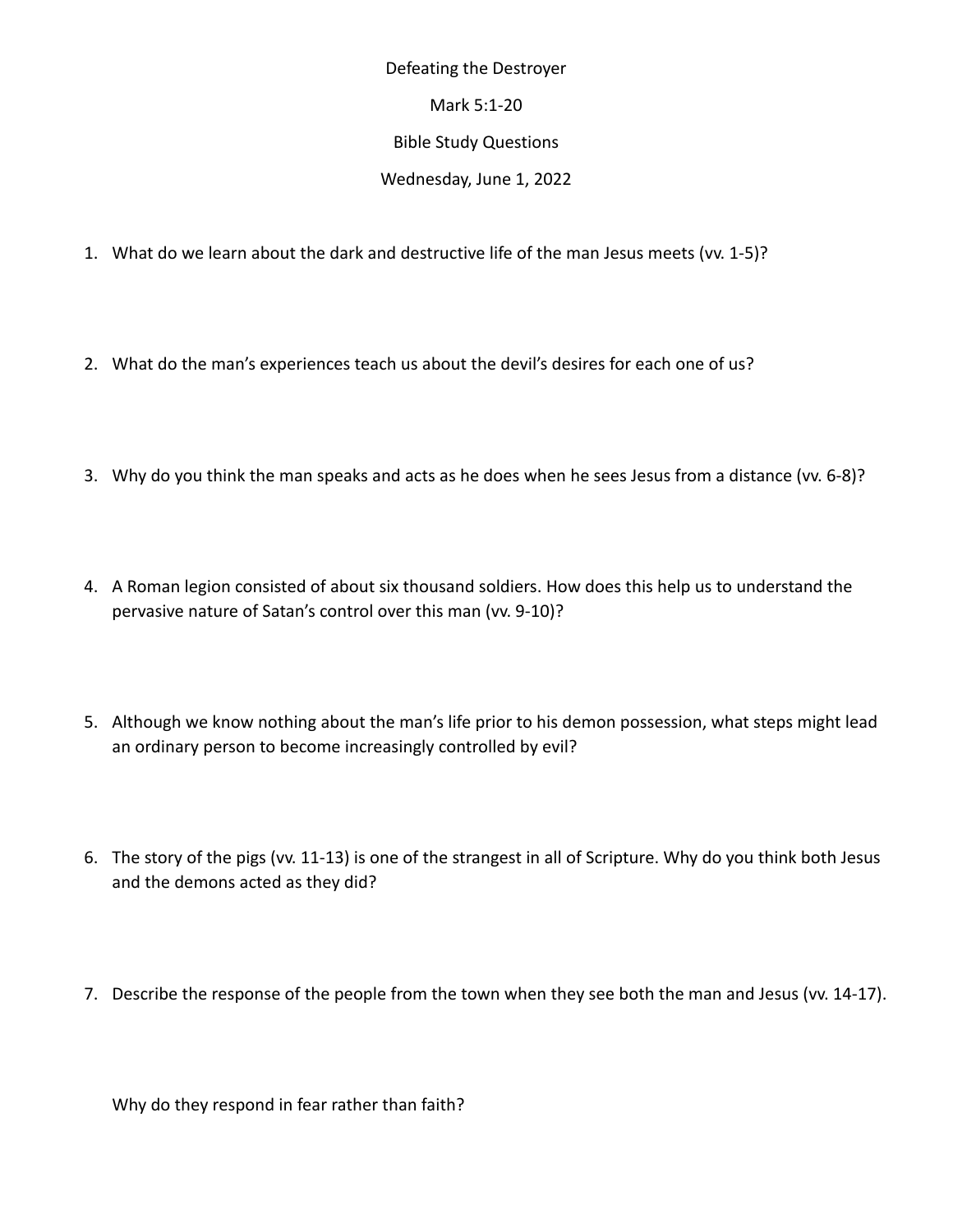# Defeating the Destroyer

## Mark 5:1-20

### Bible Study Questions

Wednesday, June 1, 2022

1. What do we learn about the dark and destructive life of the man Jesus meets (vv. 1-5)?

2. What do the man's experiences teach us about the devil's desires for each one of us?

3. Why do you think the man speaks and acts as he does when he sees Jesus from a distance (vv. 6-8)?

4. A Roman legion consisted of about six thousand soldiers. How does this help us to understand the pervasive nature of Satan's control over this man (vv. 9-10)?

5. Although we know nothing about the man's life prior to his demon possession, what steps might lead an ordinary person to become increasingly controlled by evil?

6. The story of the pigs (vv. 11-13) is one of the strangest in all of Scripture. Why do you think both Jesus and the demons acted as they did?

7. Describe the response of the people from the town when they see both the man and Jesus (vv. 14-17).

   Why do they respond in fear rather than faith?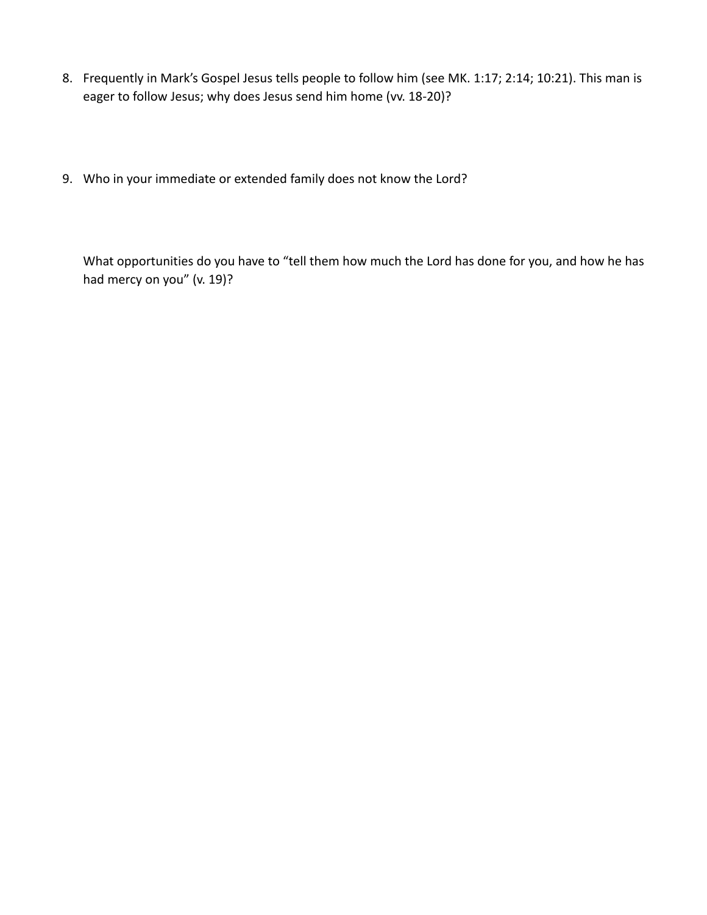8. Frequently in Mark's Gospel Jesus tells people to follow him (see MK. 1:17; 2:14; 10:21). This man is eager to follow Jesus; why does Jesus send him home (vv. 18-20)?

9. Who in your immediate or extended family does not know the Lord?

   What opportunities do you have to "tell them how much the Lord has done for you, and how he has had mercy on you" (v. 19)?